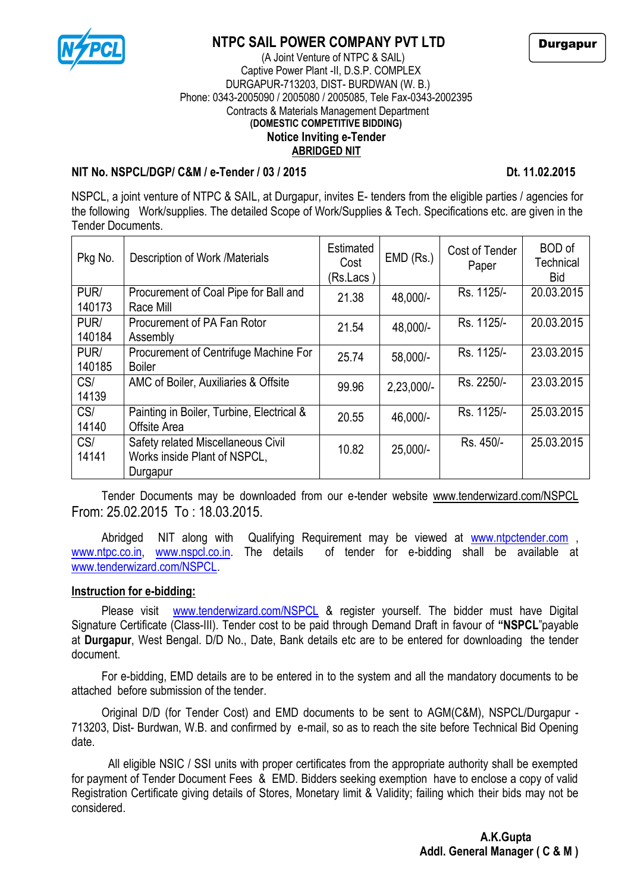# NTPC SAIL POWER COMPANY PVT LTD

**Durgapur**

(A Joint Venture of NTPC & SAIL)
Captive Power Plant -II, D.S.P. COMPLEX
DURGAPUR-713203, DIST- BURDWAN (W. B.)
Phone: 0343-2005090 / 2005080 / 2005085, Tele Fax-0343-2002395
Contracts & Materials Management Department
**(DOMESTIC COMPETITIVE BIDDING)**
**Notice Inviting e-Tender**
**ABRIDGED NIT**

**NIT No. NSPCL/DGP/ C&M / e-Tender / 03 / 2015** **Dt. 11.02.2015**

NSPCL, a joint venture of NTPC & SAIL, at Durgapur, invites E- tenders from the eligible parties / agencies for the following Work/supplies. The detailed Scope of Work/Supplies & Tech. Specifications etc. are given in the Tender Documents.

| Pkg No. | Description of Work /Materials | Estimated Cost (Rs.Lacs ) | EMD (Rs.) | Cost of Tender Paper | BOD of Technical Bid |
|---|---|---|---|---|---|
| PUR/ 140173 | Procurement of Coal Pipe for Ball and Race Mill | 21.38 | 48,000/- | Rs. 1125/- | 20.03.2015 |
| PUR/ 140184 | Procurement of PA Fan Rotor Assembly | 21.54 | 48,000/- | Rs. 1125/- | 20.03.2015 |
| PUR/ 140185 | Procurement of Centrifuge Machine For Boiler | 25.74 | 58,000/- | Rs. 1125/- | 23.03.2015 |
| CS/ 14139 | AMC of Boiler, Auxiliaries & Offsite | 99.96 | 2,23,000/- | Rs. 2250/- | 23.03.2015 |
| CS/ 14140 | Painting in Boiler, Turbine, Electrical & Offsite Area | 20.55 | 46,000/- | Rs. 1125/- | 25.03.2015 |
| CS/ 14141 | Safety related Miscellaneous Civil Works inside Plant of NSPCL, Durgapur | 10.82 | 25,000/- | Rs. 450/- | 25.03.2015 |

Tender Documents may be downloaded from our e-tender website www.tenderwizard.com/NSPCL From: 25.02.2015 To : 18.03.2015.

Abridged NIT along with Qualifying Requirement may be viewed at www.ntpctender.com , www.ntpc.co.in, www.nspcl.co.in. The details of tender for e-bidding shall be available at www.tenderwizard.com/NSPCL.

**Instruction for e-bidding:**

Please visit www.tenderwizard.com/NSPCL & register yourself. The bidder must have Digital Signature Certificate (Class-III). Tender cost to be paid through Demand Draft in favour of **"NSPCL"**payable at **Durgapur**, West Bengal. D/D No., Date, Bank details etc are to be entered for downloading the tender document.

For e-bidding, EMD details are to be entered in to the system and all the mandatory documents to be attached before submission of the tender.

Original D/D (for Tender Cost) and EMD documents to be sent to AGM(C&M), NSPCL/Durgapur - 713203, Dist- Burdwan, W.B. and confirmed by e-mail, so as to reach the site before Technical Bid Opening date.

All eligible NSIC / SSI units with proper certificates from the appropriate authority shall be exempted for payment of Tender Document Fees & EMD. Bidders seeking exemption have to enclose a copy of valid Registration Certificate giving details of Stores, Monetary limit & Validity; failing which their bids may not be considered.

**A.K.Gupta**
**Addl. General Manager ( C & M )**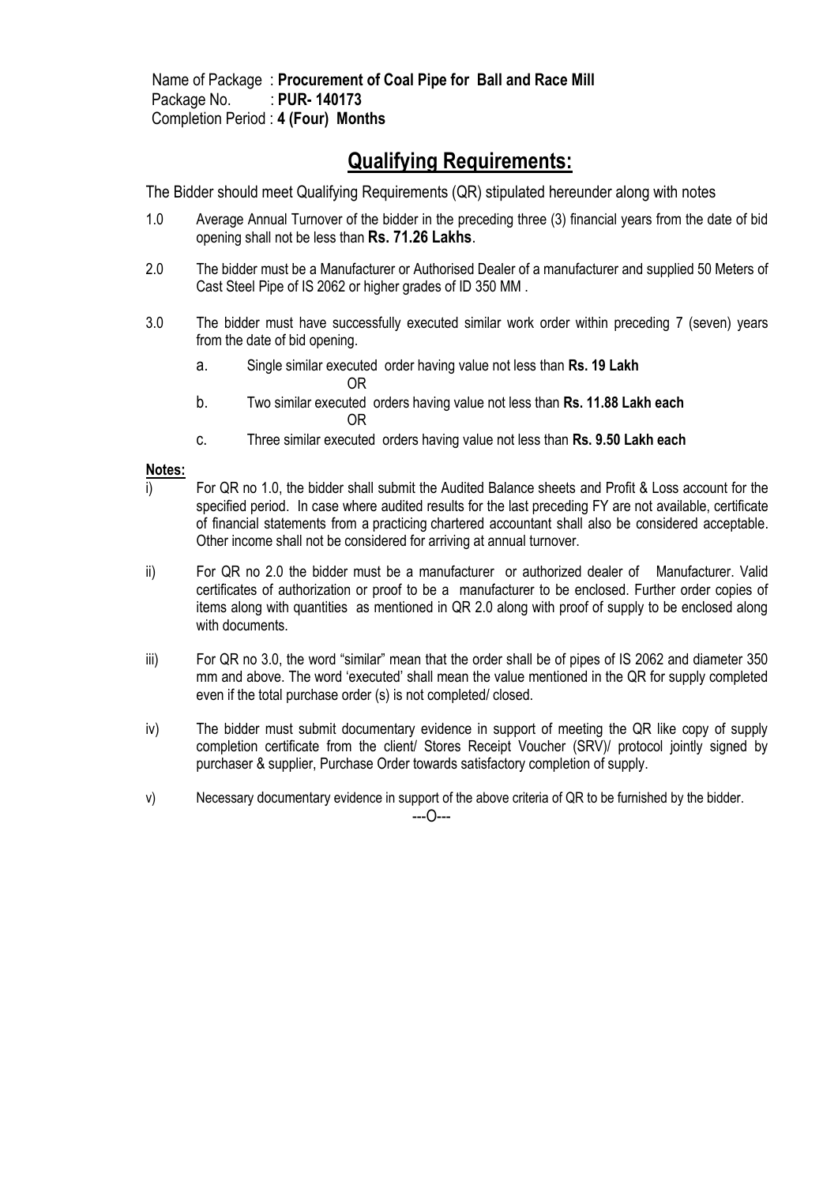Name of Package : **Procurement of Coal Pipe for Ball and Race Mill**
Package No. : **PUR- 140173**
Completion Period : **4 (Four) Months**

## Qualifying Requirements:

The Bidder should meet Qualifying Requirements (QR) stipulated hereunder along with notes

1.0 Average Annual Turnover of the bidder in the preceding three (3) financial years from the date of bid opening shall not be less than **Rs. 71.26 Lakhs**.

2.0 The bidder must be a Manufacturer or Authorised Dealer of a manufacturer and supplied 50 Meters of Cast Steel Pipe of IS 2062 or higher grades of ID 350 MM .

3.0 The bidder must have successfully executed similar work order within preceding 7 (seven) years from the date of bid opening.

a. Single similar executed order having value not less than **Rs. 19 Lakh**

OR

b. Two similar executed orders having value not less than **Rs. 11.88 Lakh each**

OR

c. Three similar executed orders having value not less than **Rs. 9.50 Lakh each**

**Notes:**

i) For QR no 1.0, the bidder shall submit the Audited Balance sheets and Profit & Loss account for the specified period. In case where audited results for the last preceding FY are not available, certificate of financial statements from a practicing chartered accountant shall also be considered acceptable. Other income shall not be considered for arriving at annual turnover.

ii) For QR no 2.0 the bidder must be a manufacturer or authorized dealer of Manufacturer. Valid certificates of authorization or proof to be a manufacturer to be enclosed. Further order copies of items along with quantities as mentioned in QR 2.0 along with proof of supply to be enclosed along with documents.

iii) For QR no 3.0, the word "similar" mean that the order shall be of pipes of IS 2062 and diameter 350 mm and above. The word 'executed' shall mean the value mentioned in the QR for supply completed even if the total purchase order (s) is not completed/ closed.

iv) The bidder must submit documentary evidence in support of meeting the QR like copy of supply completion certificate from the client/ Stores Receipt Voucher (SRV)/ protocol jointly signed by purchaser & supplier, Purchase Order towards satisfactory completion of supply.

v) Necessary documentary evidence in support of the above criteria of QR to be furnished by the bidder.

---O---